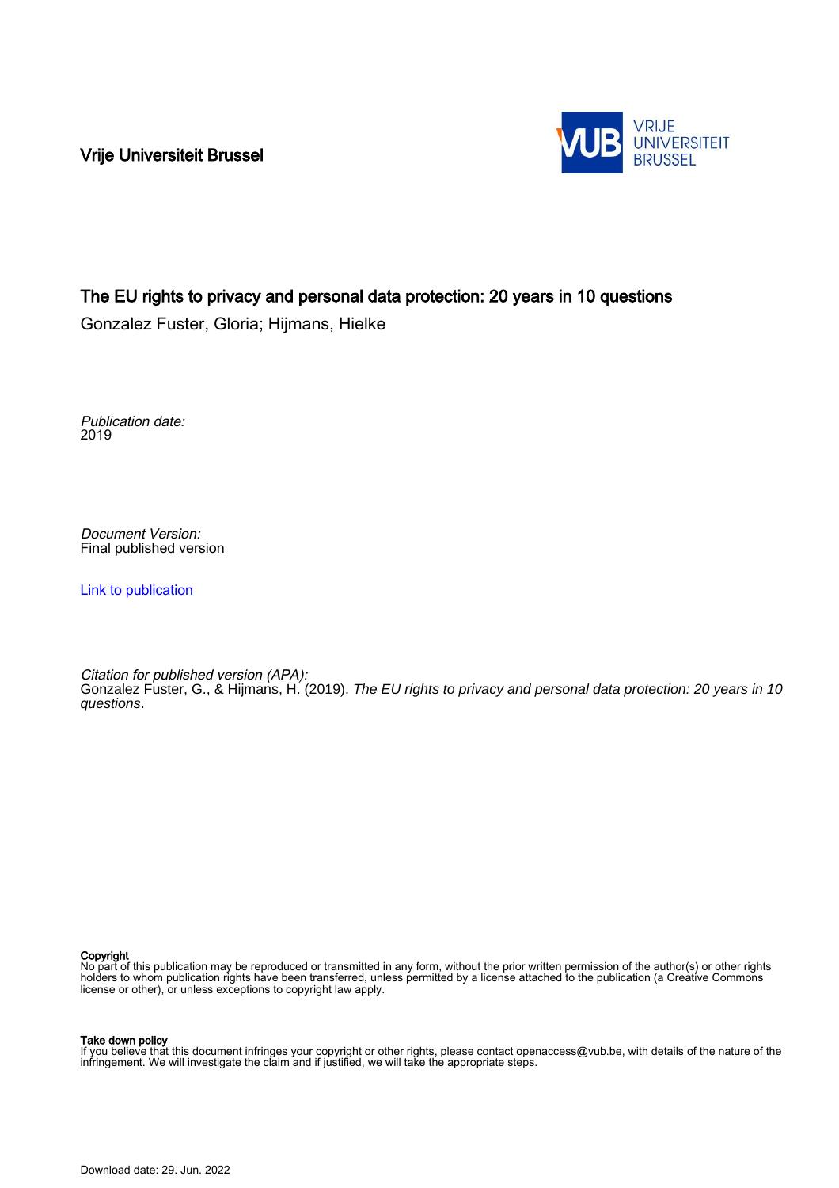Vrije Universiteit Brussel

# The EU rights to privacy and personal data protection: 20 years in 10 questions

Gonzalez Fuster, Gloria; Hijmans, Hielke

*Publication date:*
2019

*Document Version:*
Final published version

Link to publication

*Citation for published version (APA):*
Gonzalez Fuster, G., & Hijmans, H. (2019). *The EU rights to privacy and personal data protection: 20 years in 10 questions*.

**Copyright**
No part of this publication may be reproduced or transmitted in any form, without the prior written permission of the author(s) or other rights holders to whom publication rights have been transferred, unless permitted by a license attached to the publication (a Creative Commons license or other), or unless exceptions to copyright law apply.

**Take down policy**
If you believe that this document infringes your copyright or other rights, please contact openaccess@vub.be, with details of the nature of the infringement. We will investigate the claim and if justified, we will take the appropriate steps.

Download date: 29. Jun. 2022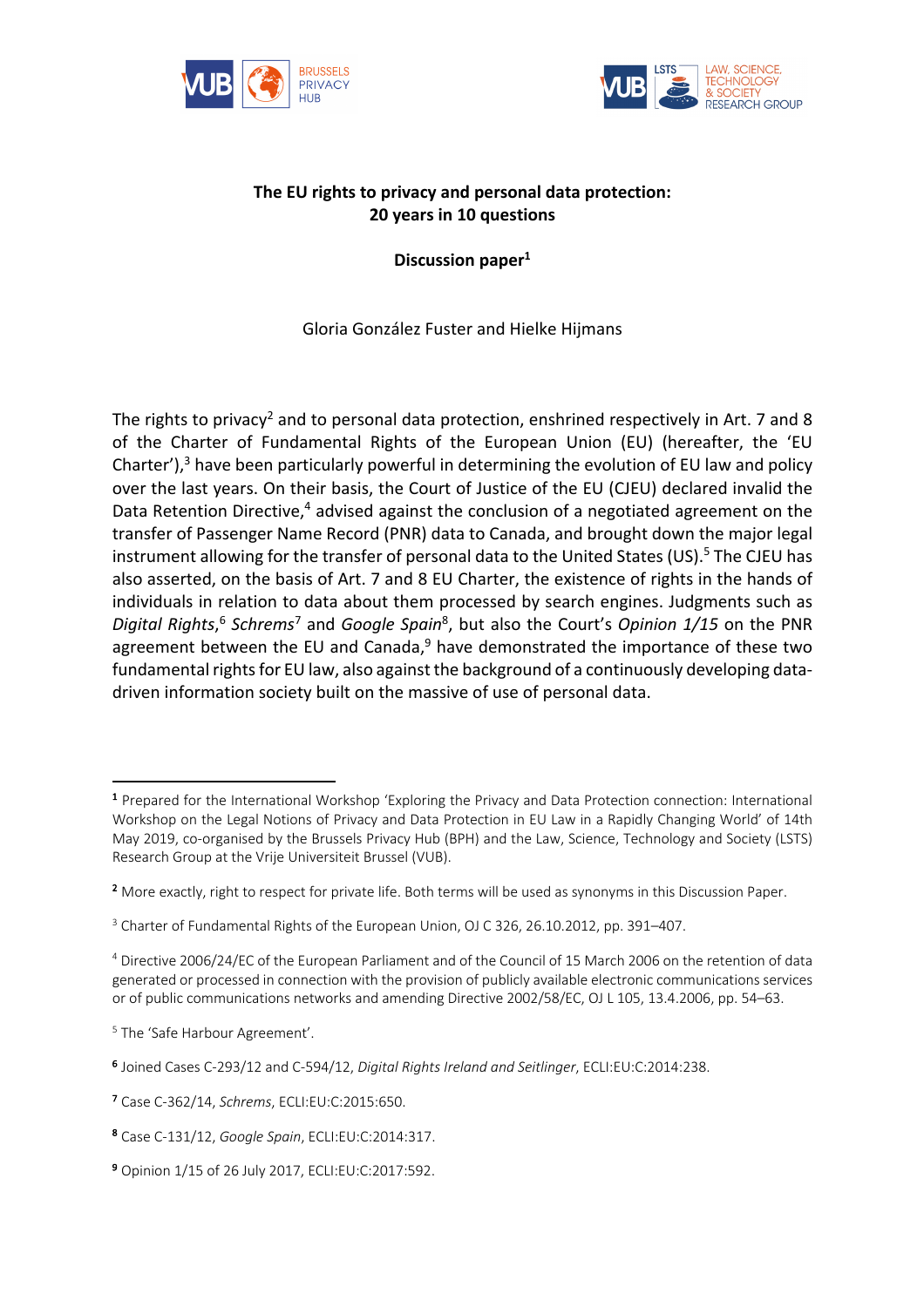**The EU rights to privacy and personal data protection: 20 years in 10 questions**

**Discussion paper**[1]

Gloria González Fuster and Hielke Hijmans

The rights to privacy[2] and to personal data protection, enshrined respectively in Art. 7 and 8 of the Charter of Fundamental Rights of the European Union (EU) (hereafter, the 'EU Charter'),[3] have been particularly powerful in determining the evolution of EU law and policy over the last years. On their basis, the Court of Justice of the EU (CJEU) declared invalid the Data Retention Directive,[4] advised against the conclusion of a negotiated agreement on the transfer of Passenger Name Record (PNR) data to Canada, and brought down the major legal instrument allowing for the transfer of personal data to the United States (US).[5] The CJEU has also asserted, on the basis of Art. 7 and 8 EU Charter, the existence of rights in the hands of individuals in relation to data about them processed by search engines. Judgments such as *Digital Rights*,[6] *Schrems*[7] and *Google Spain*[8], but also the Court's *Opinion 1/15* on the PNR agreement between the EU and Canada,[9] have demonstrated the importance of these two fundamental rights for EU law, also against the background of a continuously developing data-driven information society built on the massive of use of personal data.

---

[1] Prepared for the International Workshop 'Exploring the Privacy and Data Protection connection: International Workshop on the Legal Notions of Privacy and Data Protection in EU Law in a Rapidly Changing World' of 14th May 2019, co-organised by the Brussels Privacy Hub (BPH) and the Law, Science, Technology and Society (LSTS) Research Group at the Vrije Universiteit Brussel (VUB).

[2] More exactly, right to respect for private life. Both terms will be used as synonyms in this Discussion Paper.

[3] Charter of Fundamental Rights of the European Union, OJ C 326, 26.10.2012, pp. 391–407.

[4] Directive 2006/24/EC of the European Parliament and of the Council of 15 March 2006 on the retention of data generated or processed in connection with the provision of publicly available electronic communications services or of public communications networks and amending Directive 2002/58/EC, OJ L 105, 13.4.2006, pp. 54–63.

[5] The 'Safe Harbour Agreement'.

[6] Joined Cases C-293/12 and C-594/12, *Digital Rights Ireland and Seitlinger*, ECLI:EU:C:2014:238.

[7] Case C-362/14, *Schrems*, ECLI:EU:C:2015:650.

[8] Case C-131/12, *Google Spain*, ECLI:EU:C:2014:317.

[9] Opinion 1/15 of 26 July 2017, ECLI:EU:C:2017:592.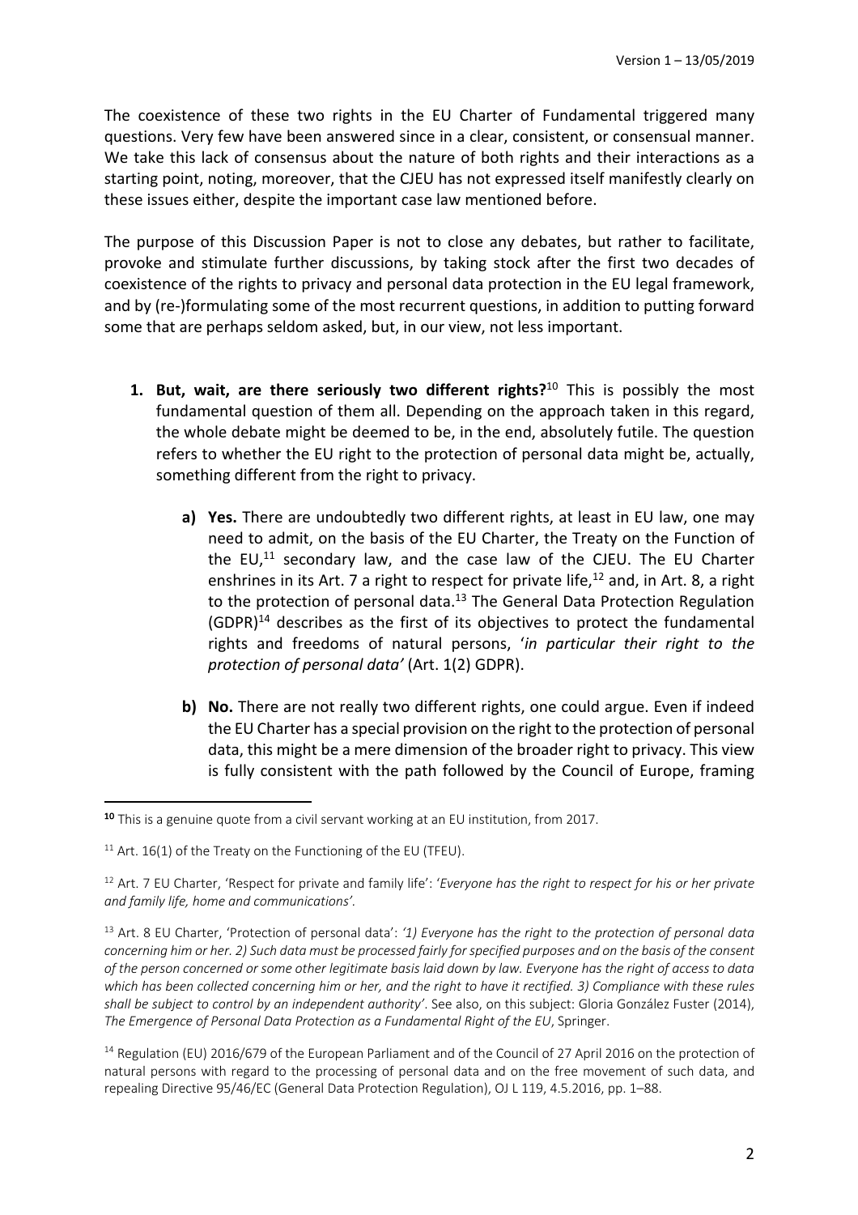The coexistence of these two rights in the EU Charter of Fundamental triggered many questions. Very few have been answered since in a clear, consistent, or consensual manner. We take this lack of consensus about the nature of both rights and their interactions as a starting point, noting, moreover, that the CJEU has not expressed itself manifestly clearly on these issues either, despite the important case law mentioned before.

The purpose of this Discussion Paper is not to close any debates, but rather to facilitate, provoke and stimulate further discussions, by taking stock after the first two decades of coexistence of the rights to privacy and personal data protection in the EU legal framework, and by (re-)formulating some of the most recurrent questions, in addition to putting forward some that are perhaps seldom asked, but, in our view, not less important.

1. **But, wait, are there seriously two different rights?**[10] This is possibly the most fundamental question of them all. Depending on the approach taken in this regard, the whole debate might be deemed to be, in the end, absolutely futile. The question refers to whether the EU right to the protection of personal data might be, actually, something different from the right to privacy.

    a) **Yes.** There are undoubtedly two different rights, at least in EU law, one may need to admit, on the basis of the EU Charter, the Treaty on the Function of the EU,[11] secondary law, and the case law of the CJEU. The EU Charter enshrines in its Art. 7 a right to respect for private life,[12] and, in Art. 8, a right to the protection of personal data.[13] The General Data Protection Regulation (GDPR)[14] describes as the first of its objectives to protect the fundamental rights and freedoms of natural persons, '*in particular their right to the protection of personal data'* (Art. 1(2) GDPR).

    b) **No.** There are not really two different rights, one could argue. Even if indeed the EU Charter has a special provision on the right to the protection of personal data, this might be a mere dimension of the broader right to privacy. This view is fully consistent with the path followed by the Council of Europe, framing

---

[10] This is a genuine quote from a civil servant working at an EU institution, from 2017.

[11] Art. 16(1) of the Treaty on the Functioning of the EU (TFEU).

[12] Art. 7 EU Charter, 'Respect for private and family life': '*Everyone has the right to respect for his or her private and family life, home and communications'.*

[13] Art. 8 EU Charter, 'Protection of personal data': *'1) Everyone has the right to the protection of personal data concerning him or her. 2) Such data must be processed fairly for specified purposes and on the basis of the consent of the person concerned or some other legitimate basis laid down by law. Everyone has the right of access to data which has been collected concerning him or her, and the right to have it rectified. 3) Compliance with these rules shall be subject to control by an independent authority'*. See also, on this subject: Gloria González Fuster (2014), *The Emergence of Personal Data Protection as a Fundamental Right of the EU*, Springer.

[14] Regulation (EU) 2016/679 of the European Parliament and of the Council of 27 April 2016 on the protection of natural persons with regard to the processing of personal data and on the free movement of such data, and repealing Directive 95/46/EC (General Data Protection Regulation), OJ L 119, 4.5.2016, pp. 1–88.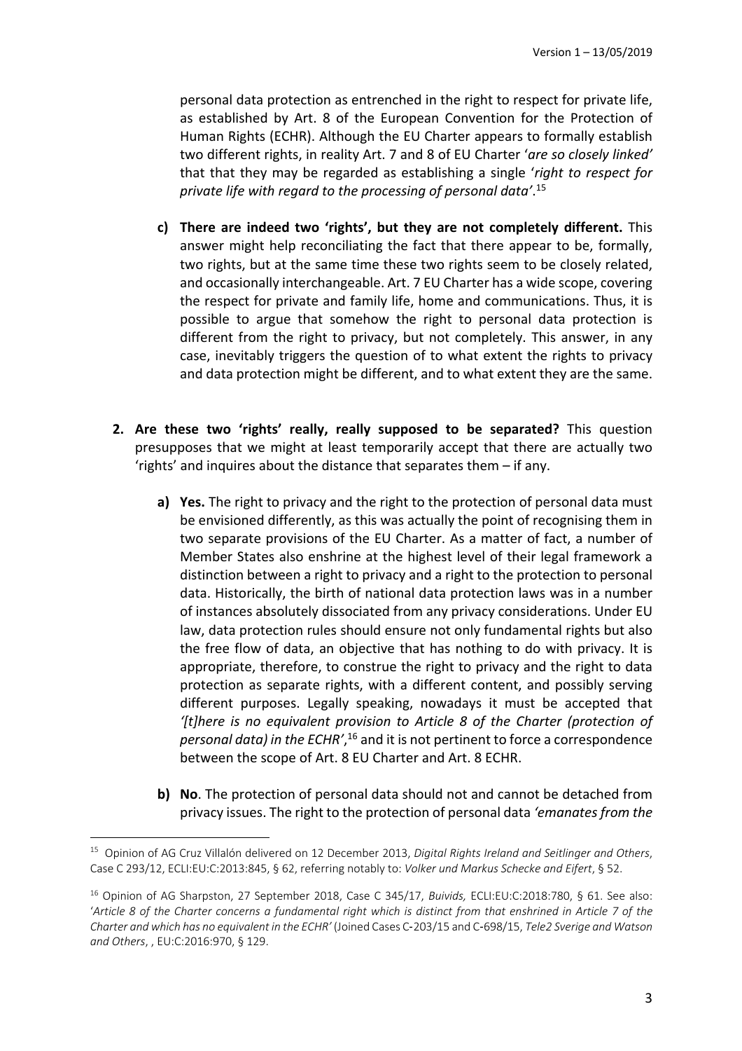personal data protection as entrenched in the right to respect for private life, as established by Art. 8 of the European Convention for the Protection of Human Rights (ECHR). Although the EU Charter appears to formally establish two different rights, in reality Art. 7 and 8 of EU Charter '*are so closely linked*' that that they may be regarded as establishing a single '*right to respect for private life with regard to the processing of personal data*'.[15]

c) **There are indeed two 'rights', but they are not completely different.** This answer might help reconciliating the fact that there appear to be, formally, two rights, but at the same time these two rights seem to be closely related, and occasionally interchangeable. Art. 7 EU Charter has a wide scope, covering the respect for private and family life, home and communications. Thus, it is possible to argue that somehow the right to personal data protection is different from the right to privacy, but not completely. This answer, in any case, inevitably triggers the question of to what extent the rights to privacy and data protection might be different, and to what extent they are the same.

2. **Are these two 'rights' really, really supposed to be separated?** This question presupposes that we might at least temporarily accept that there are actually two 'rights' and inquires about the distance that separates them – if any.

   a) **Yes.** The right to privacy and the right to the protection of personal data must be envisioned differently, as this was actually the point of recognising them in two separate provisions of the EU Charter. As a matter of fact, a number of Member States also enshrine at the highest level of their legal framework a distinction between a right to privacy and a right to the protection to personal data. Historically, the birth of national data protection laws was in a number of instances absolutely dissociated from any privacy considerations. Under EU law, data protection rules should ensure not only fundamental rights but also the free flow of data, an objective that has nothing to do with privacy. It is appropriate, therefore, to construe the right to privacy and the right to data protection as separate rights, with a different content, and possibly serving different purposes. Legally speaking, nowadays it must be accepted that *'[t]here is no equivalent provision to Article 8 of the Charter (protection of personal data) in the ECHR'*,[16] and it is not pertinent to force a correspondence between the scope of Art. 8 EU Charter and Art. 8 ECHR.

   b) **No**. The protection of personal data should not and cannot be detached from privacy issues. The right to the protection of personal data *'emanates from the*

---

[15] Opinion of AG Cruz Villalón delivered on 12 December 2013, *Digital Rights Ireland and Seitlinger and Others*, Case C 293/12, ECLI:EU:C:2013:845, § 62, referring notably to: *Volker und Markus Schecke and Eifert*, § 52.

[16] Opinion of AG Sharpston, 27 September 2018, Case C 345/17, *Buivids,* ECLI:EU:C:2018:780, § 61. See also: '*Article 8 of the Charter concerns a fundamental right which is distinct from that enshrined in Article 7 of the Charter and which has no equivalent in the ECHR'* (Joined Cases C‑203/15 and C‑698/15, *Tele2 Sverige and Watson and Others*, , EU:C:2016:970, § 129.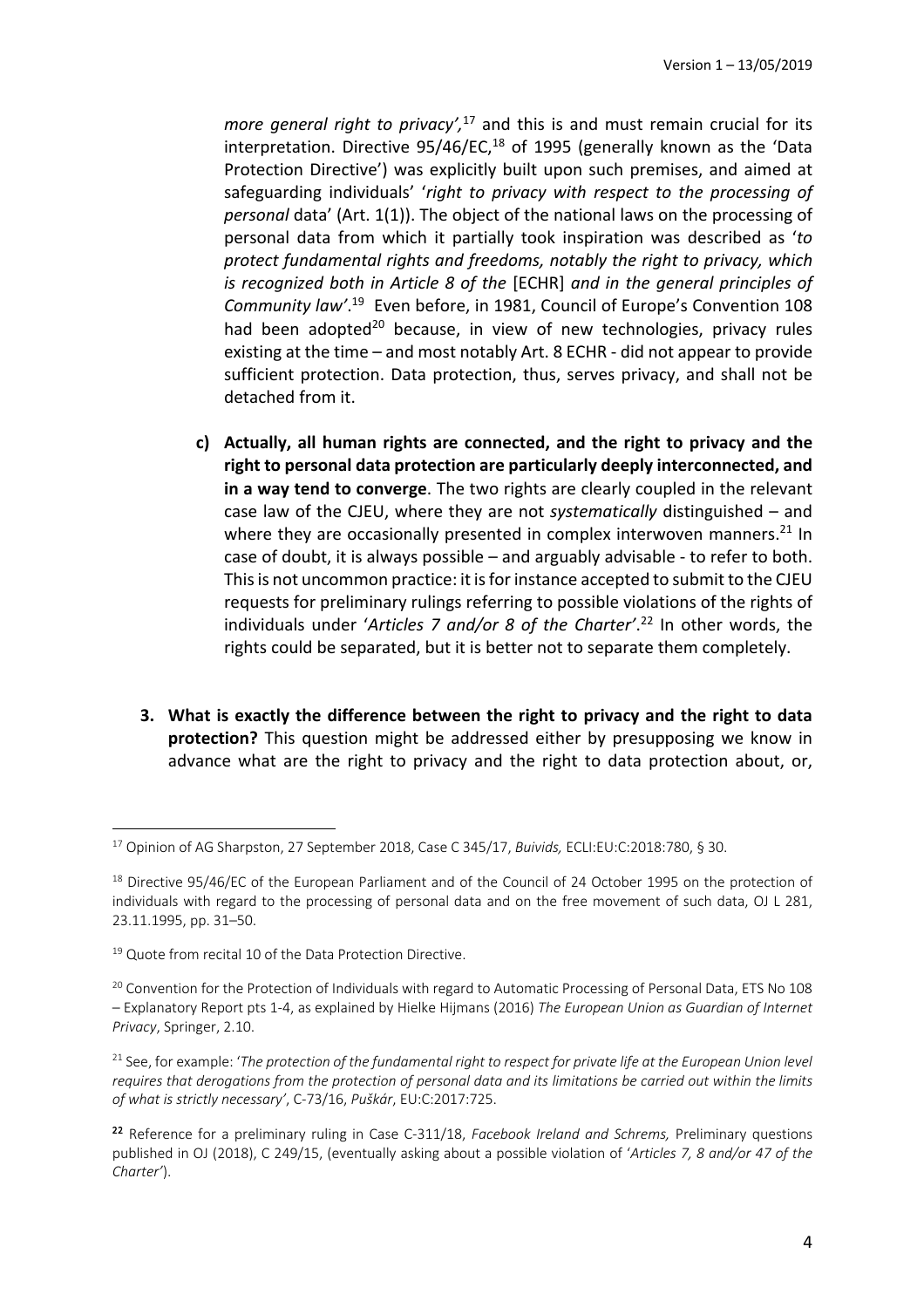*more general right to privacy'*,[17] and this is and must remain crucial for its interpretation. Directive 95/46/EC,[18] of 1995 (generally known as the 'Data Protection Directive') was explicitly built upon such premises, and aimed at safeguarding individuals' '*right to privacy with respect to the processing of personal* data' (Art. 1(1)). The object of the national laws on the processing of personal data from which it partially took inspiration was described as '*to protect fundamental rights and freedoms, notably the right to privacy, which is recognized both in Article 8 of the* [ECHR] *and in the general principles of Community law'*.[19] Even before, in 1981, Council of Europe's Convention 108 had been adopted[20] because, in view of new technologies, privacy rules existing at the time – and most notably Art. 8 ECHR - did not appear to provide sufficient protection. Data protection, thus, serves privacy, and shall not be detached from it.

c) **Actually, all human rights are connected, and the right to privacy and the right to personal data protection are particularly deeply interconnected, and in a way tend to converge**. The two rights are clearly coupled in the relevant case law of the CJEU, where they are not *systematically* distinguished – and where they are occasionally presented in complex interwoven manners.[21] In case of doubt, it is always possible – and arguably advisable - to refer to both. This is not uncommon practice: it is for instance accepted to submit to the CJEU requests for preliminary rulings referring to possible violations of the rights of individuals under '*Articles 7 and/or 8 of the Charter'*.[22] In other words, the rights could be separated, but it is better not to separate them completely.

3. **What is exactly the difference between the right to privacy and the right to data protection?** This question might be addressed either by presupposing we know in advance what are the right to privacy and the right to data protection about, or,

---

[17] Opinion of AG Sharpston, 27 September 2018, Case C 345/17, *Buivids,* ECLI:EU:C:2018:780, § 30.

[18] Directive 95/46/EC of the European Parliament and of the Council of 24 October 1995 on the protection of individuals with regard to the processing of personal data and on the free movement of such data, OJ L 281, 23.11.1995, pp. 31–50.

[19] Quote from recital 10 of the Data Protection Directive.

[20] Convention for the Protection of Individuals with regard to Automatic Processing of Personal Data, ETS No 108 – Explanatory Report pts 1-4, as explained by Hielke Hijmans (2016) *The European Union as Guardian of Internet Privacy*, Springer, 2.10.

[21] See, for example: '*The protection of the fundamental right to respect for private life at the European Union level requires that derogations from the protection of personal data and its limitations be carried out within the limits of what is strictly necessary'*, C-73/16, *Puškár*, EU:C:2017:725.

[22] Reference for a preliminary ruling in Case C-311/18, *Facebook Ireland and Schrems,* Preliminary questions published in OJ (2018), C 249/15, (eventually asking about a possible violation of '*Articles 7, 8 and/or 47 of the Charter'*).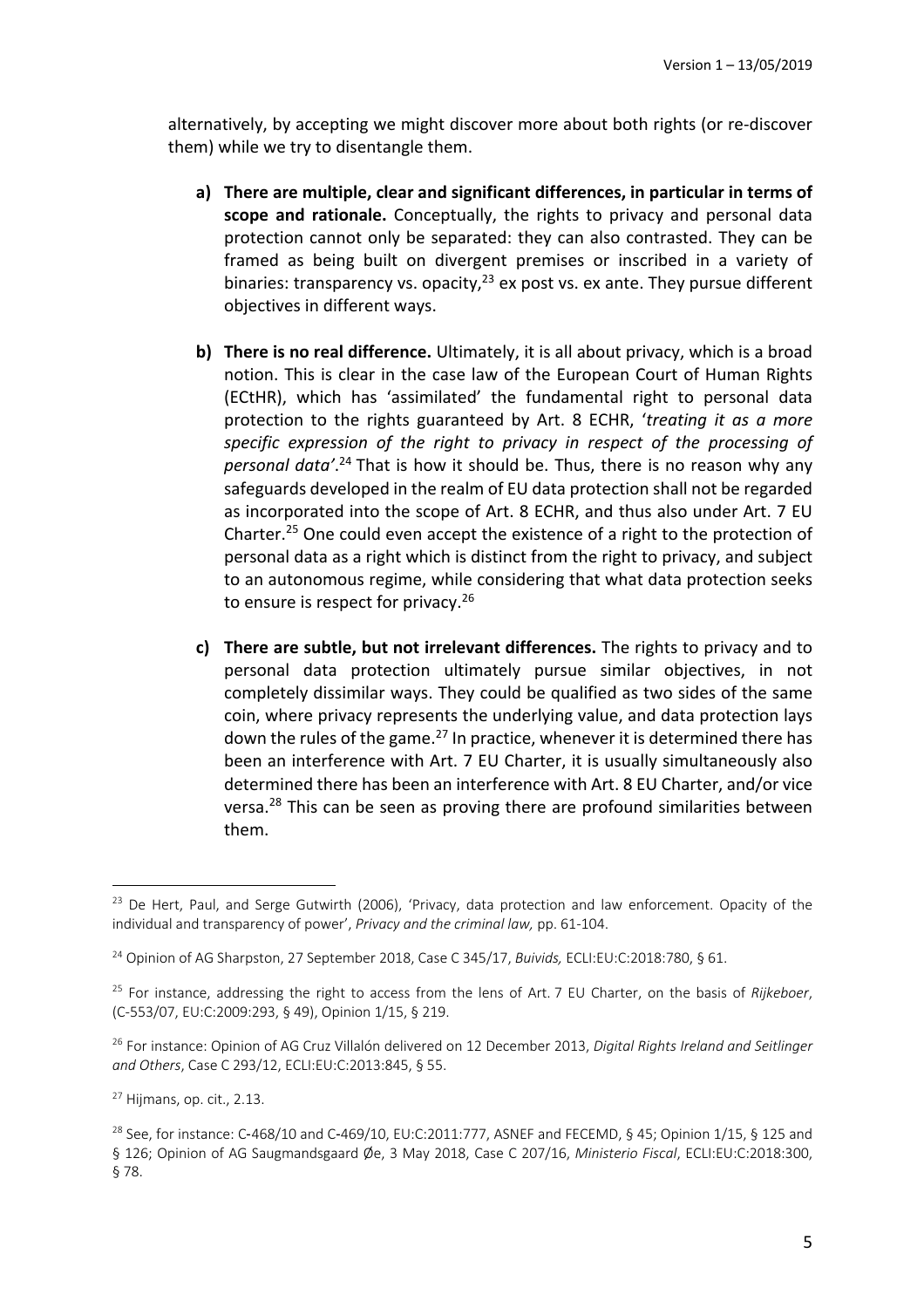alternatively, by accepting we might discover more about both rights (or re-discover them) while we try to disentangle them.

a) **There are multiple, clear and significant differences, in particular in terms of scope and rationale.** Conceptually, the rights to privacy and personal data protection cannot only be separated: they can also contrasted. They can be framed as being built on divergent premises or inscribed in a variety of binaries: transparency vs. opacity,[23] ex post vs. ex ante. They pursue different objectives in different ways.

b) **There is no real difference.** Ultimately, it is all about privacy, which is a broad notion. This is clear in the case law of the European Court of Human Rights (ECtHR), which has 'assimilated' the fundamental right to personal data protection to the rights guaranteed by Art. 8 ECHR, '*treating it as a more specific expression of the right to privacy in respect of the processing of personal data*'.[24] That is how it should be. Thus, there is no reason why any safeguards developed in the realm of EU data protection shall not be regarded as incorporated into the scope of Art. 8 ECHR, and thus also under Art. 7 EU Charter.[25] One could even accept the existence of a right to the protection of personal data as a right which is distinct from the right to privacy, and subject to an autonomous regime, while considering that what data protection seeks to ensure is respect for privacy.[26]

c) **There are subtle, but not irrelevant differences.** The rights to privacy and to personal data protection ultimately pursue similar objectives, in not completely dissimilar ways. They could be qualified as two sides of the same coin, where privacy represents the underlying value, and data protection lays down the rules of the game.[27] In practice, whenever it is determined there has been an interference with Art. 7 EU Charter, it is usually simultaneously also determined there has been an interference with Art. 8 EU Charter, and/or vice versa.[28] This can be seen as proving there are profound similarities between them.

---

[23] De Hert, Paul, and Serge Gutwirth (2006), 'Privacy, data protection and law enforcement. Opacity of the individual and transparency of power', *Privacy and the criminal law,* pp. 61-104.

[24] Opinion of AG Sharpston, 27 September 2018, Case C 345/17, *Buivids,* ECLI:EU:C:2018:780, § 61.

[25] For instance, addressing the right to access from the lens of Art. 7 EU Charter, on the basis of *Rijkeboer*, (C-553/07, EU:C:2009:293, § 49), Opinion 1/15, § 219.

[26] For instance: Opinion of AG Cruz Villalón delivered on 12 December 2013, *Digital Rights Ireland and Seitlinger and Others*, Case C 293/12, ECLI:EU:C:2013:845, § 55.

[27] Hijmans, op. cit., 2.13.

[28] See, for instance: C-468/10 and C-469/10, EU:C:2011:777, ASNEF and FECEMD, § 45; Opinion 1/15, § 125 and § 126; Opinion of AG Saugmandsgaard Øe, 3 May 2018, Case C 207/16, *Ministerio Fiscal*, ECLI:EU:C:2018:300, § 78.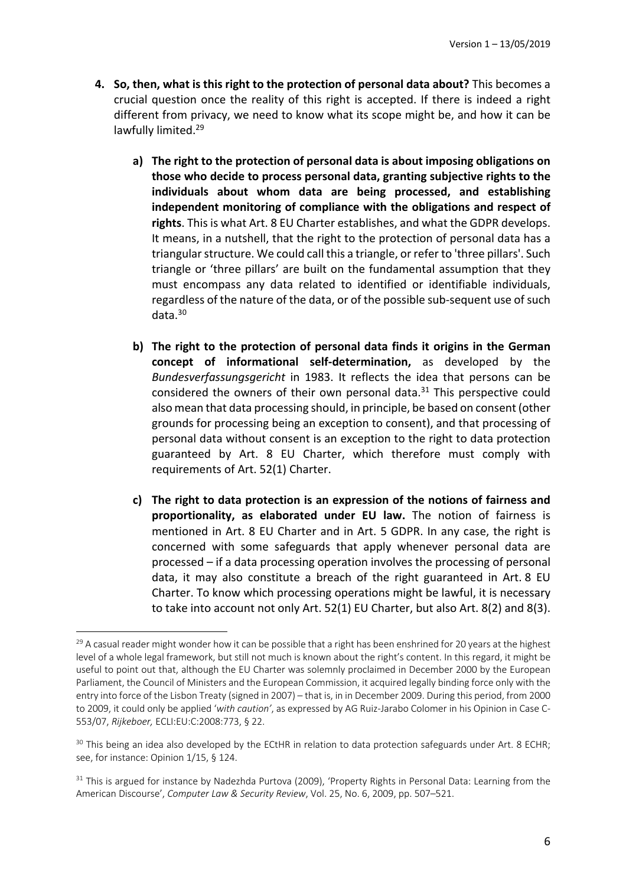4. **So, then, what is this right to the protection of personal data about?** This becomes a crucial question once the reality of this right is accepted. If there is indeed a right different from privacy, we need to know what its scope might be, and how it can be lawfully limited.[29]

   a) **The right to the protection of personal data is about imposing obligations on those who decide to process personal data, granting subjective rights to the individuals about whom data are being processed, and establishing independent monitoring of compliance with the obligations and respect of rights**. This is what Art. 8 EU Charter establishes, and what the GDPR develops. It means, in a nutshell, that the right to the protection of personal data has a triangular structure. We could call this a triangle, or refer to 'three pillars'. Such triangle or 'three pillars' are built on the fundamental assumption that they must encompass any data related to identified or identifiable individuals, regardless of the nature of the data, or of the possible sub-sequent use of such data.[30]

   b) **The right to the protection of personal data finds it origins in the German concept of informational self-determination,** as developed by the *Bundesverfassungsgericht* in 1983. It reflects the idea that persons can be considered the owners of their own personal data.[31] This perspective could also mean that data processing should, in principle, be based on consent (other grounds for processing being an exception to consent), and that processing of personal data without consent is an exception to the right to data protection guaranteed by Art. 8 EU Charter, which therefore must comply with requirements of Art. 52(1) Charter.

   c) **The right to data protection is an expression of the notions of fairness and proportionality, as elaborated under EU law.** The notion of fairness is mentioned in Art. 8 EU Charter and in Art. 5 GDPR. In any case, the right is concerned with some safeguards that apply whenever personal data are processed – if a data processing operation involves the processing of personal data, it may also constitute a breach of the right guaranteed in Art. 8 EU Charter. To know which processing operations might be lawful, it is necessary to take into account not only Art. 52(1) EU Charter, but also Art. 8(2) and 8(3).

---

[29] A casual reader might wonder how it can be possible that a right has been enshrined for 20 years at the highest level of a whole legal framework, but still not much is known about the right's content. In this regard, it might be useful to point out that, although the EU Charter was solemnly proclaimed in December 2000 by the European Parliament, the Council of Ministers and the European Commission, it acquired legally binding force only with the entry into force of the Lisbon Treaty (signed in 2007) – that is, in in December 2009. During this period, from 2000 to 2009, it could only be applied '*with caution*', as expressed by AG Ruiz-Jarabo Colomer in his Opinion in Case C-553/07, *Rijkeboer,* ECLI:EU:C:2008:773, § 22.

[30] This being an idea also developed by the ECtHR in relation to data protection safeguards under Art. 8 ECHR; see, for instance: Opinion 1/15, § 124.

[31] This is argued for instance by Nadezhda Purtova (2009), 'Property Rights in Personal Data: Learning from the American Discourse', *Computer Law & Security Review*, Vol. 25, No. 6, 2009, pp. 507–521.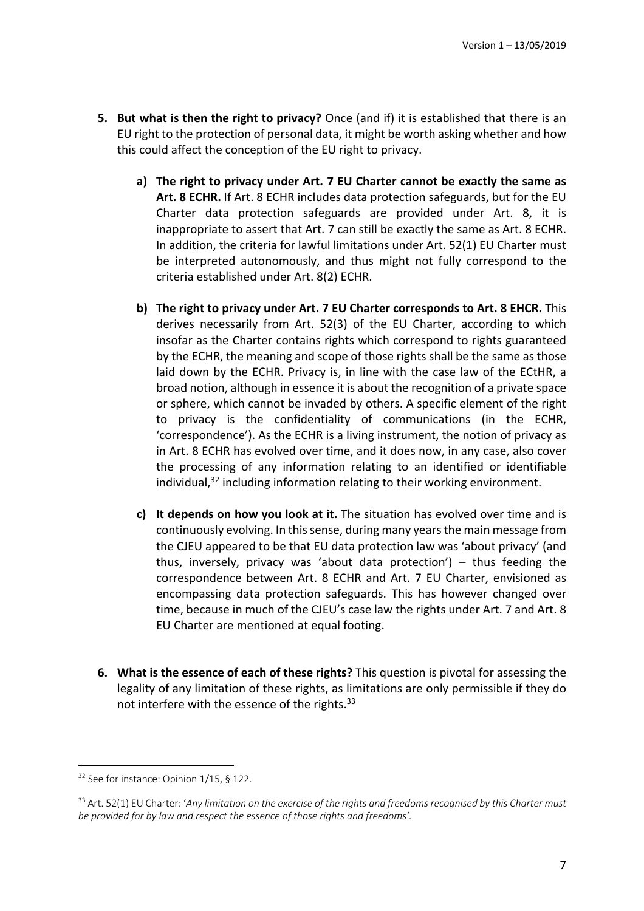5. **But what is then the right to privacy?** Once (and if) it is established that there is an EU right to the protection of personal data, it might be worth asking whether and how this could affect the conception of the EU right to privacy.

   a) **The right to privacy under Art. 7 EU Charter cannot be exactly the same as Art. 8 ECHR.** If Art. 8 ECHR includes data protection safeguards, but for the EU Charter data protection safeguards are provided under Art. 8, it is inappropriate to assert that Art. 7 can still be exactly the same as Art. 8 ECHR. In addition, the criteria for lawful limitations under Art. 52(1) EU Charter must be interpreted autonomously, and thus might not fully correspond to the criteria established under Art. 8(2) ECHR.

   b) **The right to privacy under Art. 7 EU Charter corresponds to Art. 8 EHCR.** This derives necessarily from Art. 52(3) of the EU Charter, according to which insofar as the Charter contains rights which correspond to rights guaranteed by the ECHR, the meaning and scope of those rights shall be the same as those laid down by the ECHR. Privacy is, in line with the case law of the ECtHR, a broad notion, although in essence it is about the recognition of a private space or sphere, which cannot be invaded by others. A specific element of the right to privacy is the confidentiality of communications (in the ECHR, 'correspondence'). As the ECHR is a living instrument, the notion of privacy as in Art. 8 ECHR has evolved over time, and it does now, in any case, also cover the processing of any information relating to an identified or identifiable individual,[32] including information relating to their working environment.

   c) **It depends on how you look at it.** The situation has evolved over time and is continuously evolving. In this sense, during many years the main message from the CJEU appeared to be that EU data protection law was 'about privacy' (and thus, inversely, privacy was 'about data protection') – thus feeding the correspondence between Art. 8 ECHR and Art. 7 EU Charter, envisioned as encompassing data protection safeguards. This has however changed over time, because in much of the CJEU's case law the rights under Art. 7 and Art. 8 EU Charter are mentioned at equal footing.

6. **What is the essence of each of these rights?** This question is pivotal for assessing the legality of any limitation of these rights, as limitations are only permissible if they do not interfere with the essence of the rights.[33]

---

[32] See for instance: Opinion 1/15, § 122.

[33] Art. 52(1) EU Charter: '*Any limitation on the exercise of the rights and freedoms recognised by this Charter must be provided for by law and respect the essence of those rights and freedoms'*.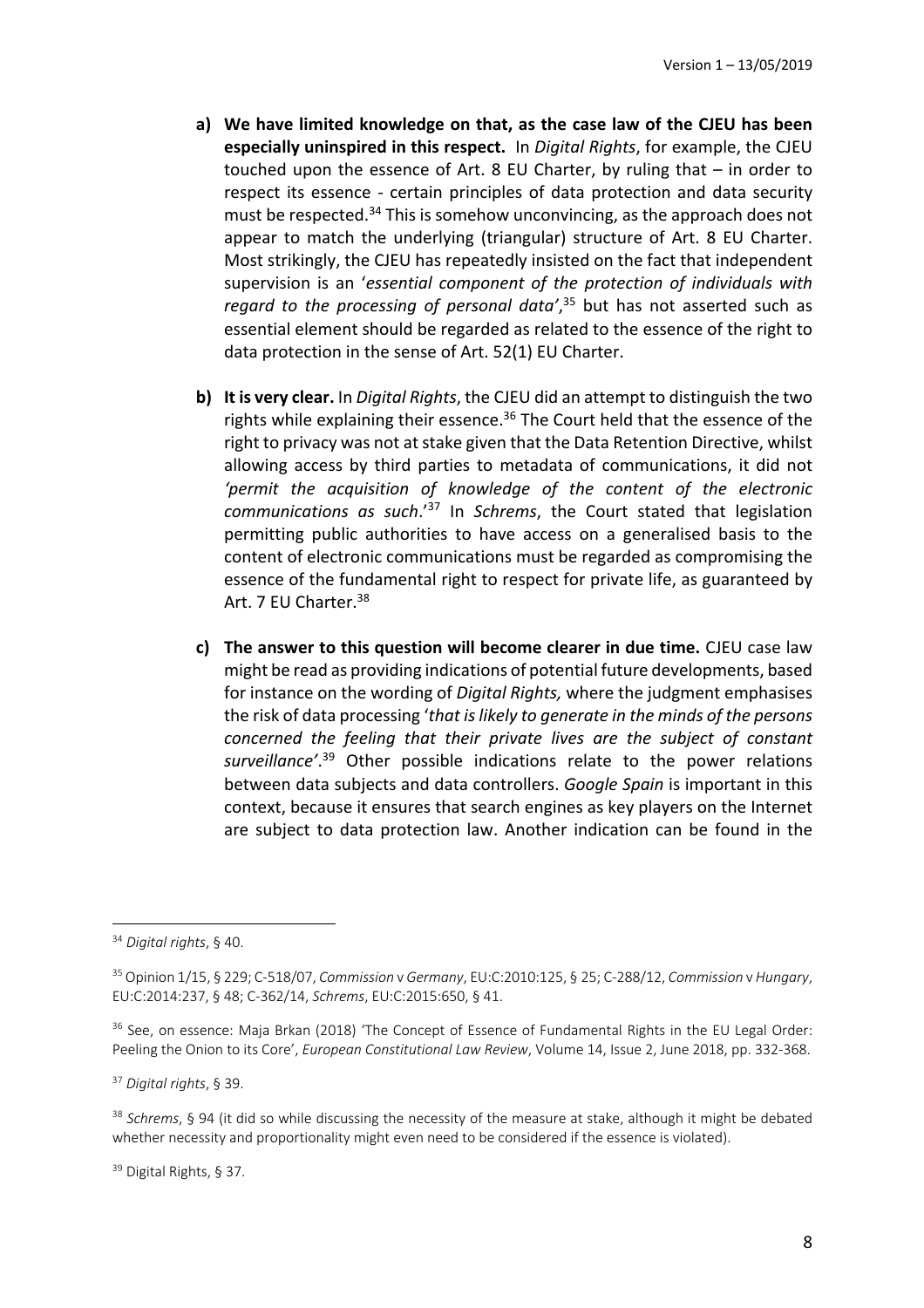- **a) We have limited knowledge on that, as the case law of the CJEU has been especially uninspired in this respect.** In *Digital Rights*, for example, the CJEU touched upon the essence of Art. 8 EU Charter, by ruling that – in order to respect its essence - certain principles of data protection and data security must be respected.[34] This is somehow unconvincing, as the approach does not appear to match the underlying (triangular) structure of Art. 8 EU Charter. Most strikingly, the CJEU has repeatedly insisted on the fact that independent supervision is an '*essential component of the protection of individuals with regard to the processing of personal data'*,[35] but has not asserted such as essential element should be regarded as related to the essence of the right to data protection in the sense of Art. 52(1) EU Charter.

- **b) It is very clear.** In *Digital Rights*, the CJEU did an attempt to distinguish the two rights while explaining their essence.[36] The Court held that the essence of the right to privacy was not at stake given that the Data Retention Directive, whilst allowing access by third parties to metadata of communications, it did not *'permit the acquisition of knowledge of the content of the electronic communications as such*.'[37] In *Schrems*, the Court stated that legislation permitting public authorities to have access on a generalised basis to the content of electronic communications must be regarded as compromising the essence of the fundamental right to respect for private life, as guaranteed by Art. 7 EU Charter.[38]

- **c) The answer to this question will become clearer in due time.** CJEU case law might be read as providing indications of potential future developments, based for instance on the wording of *Digital Rights,* where the judgment emphasises the risk of data processing '*that is likely to generate in the minds of the persons concerned the feeling that their private lives are the subject of constant surveillance'*.[39] Other possible indications relate to the power relations between data subjects and data controllers. *Google Spain* is important in this context, because it ensures that search engines as key players on the Internet are subject to data protection law. Another indication can be found in the

---

[34] *Digital rights*, § 40.

[35] Opinion 1/15, § 229; C-518/07, *Commission* v *Germany*, EU:C:2010:125, § 25; C-288/12, *Commission* v *Hungary*, EU:C:2014:237, § 48; C-362/14, *Schrems*, EU:C:2015:650, § 41.

[36] See, on essence: Maja Brkan (2018) 'The Concept of Essence of Fundamental Rights in the EU Legal Order: Peeling the Onion to its Core', *European Constitutional Law Review*, Volume 14, Issue 2, June 2018, pp. 332-368.

[37] *Digital rights*, § 39.

[38] *Schrems*, § 94 (it did so while discussing the necessity of the measure at stake, although it might be debated whether necessity and proportionality might even need to be considered if the essence is violated).

[39] Digital Rights, § 37.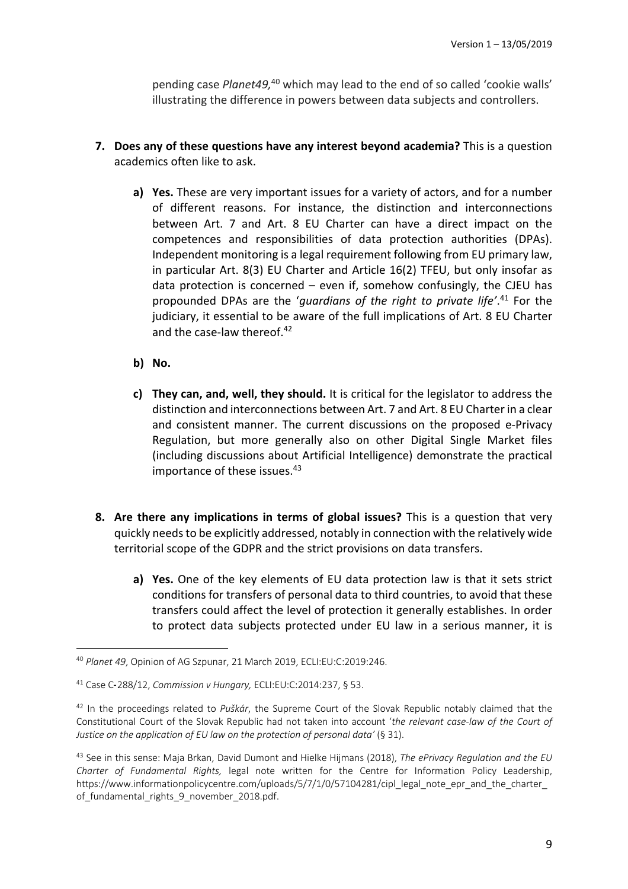pending case *Planet49,*[40] which may lead to the end of so called 'cookie walls' illustrating the difference in powers between data subjects and controllers.

7. **Does any of these questions have any interest beyond academia?** This is a question academics often like to ask.

    a) **Yes.** These are very important issues for a variety of actors, and for a number of different reasons. For instance, the distinction and interconnections between Art. 7 and Art. 8 EU Charter can have a direct impact on the competences and responsibilities of data protection authorities (DPAs). Independent monitoring is a legal requirement following from EU primary law, in particular Art. 8(3) EU Charter and Article 16(2) TFEU, but only insofar as data protection is concerned – even if, somehow confusingly, the CJEU has propounded DPAs are the '*guardians of the right to private life*'.[41] For the judiciary, it essential to be aware of the full implications of Art. 8 EU Charter and the case-law thereof.[42]

    b) **No.**

    c) **They can, and, well, they should.** It is critical for the legislator to address the distinction and interconnections between Art. 7 and Art. 8 EU Charter in a clear and consistent manner. The current discussions on the proposed e-Privacy Regulation, but more generally also on other Digital Single Market files (including discussions about Artificial Intelligence) demonstrate the practical importance of these issues.[43]

8. **Are there any implications in terms of global issues?** This is a question that very quickly needs to be explicitly addressed, notably in connection with the relatively wide territorial scope of the GDPR and the strict provisions on data transfers.

    a) **Yes.** One of the key elements of EU data protection law is that it sets strict conditions for transfers of personal data to third countries, to avoid that these transfers could affect the level of protection it generally establishes. In order to protect data subjects protected under EU law in a serious manner, it is

---

[40] *Planet 49*, Opinion of AG Szpunar, 21 March 2019, ECLI:EU:C:2019:246.

[41] Case C-288/12, *Commission v Hungary,* ECLI:EU:C:2014:237, § 53.

[42] In the proceedings related to *Puškár*, the Supreme Court of the Slovak Republic notably claimed that the Constitutional Court of the Slovak Republic had not taken into account '*the relevant case-law of the Court of Justice on the application of EU law on the protection of personal data*' (§ 31).

[43] See in this sense: Maja Brkan, David Dumont and Hielke Hijmans (2018), *The ePrivacy Regulation and the EU Charter of Fundamental Rights,* legal note written for the Centre for Information Policy Leadership, https://www.informationpolicycentre.com/uploads/5/7/1/0/57104281/cipl_legal_note_epr_and_the_charter_of_fundamental_rights_9_november_2018.pdf.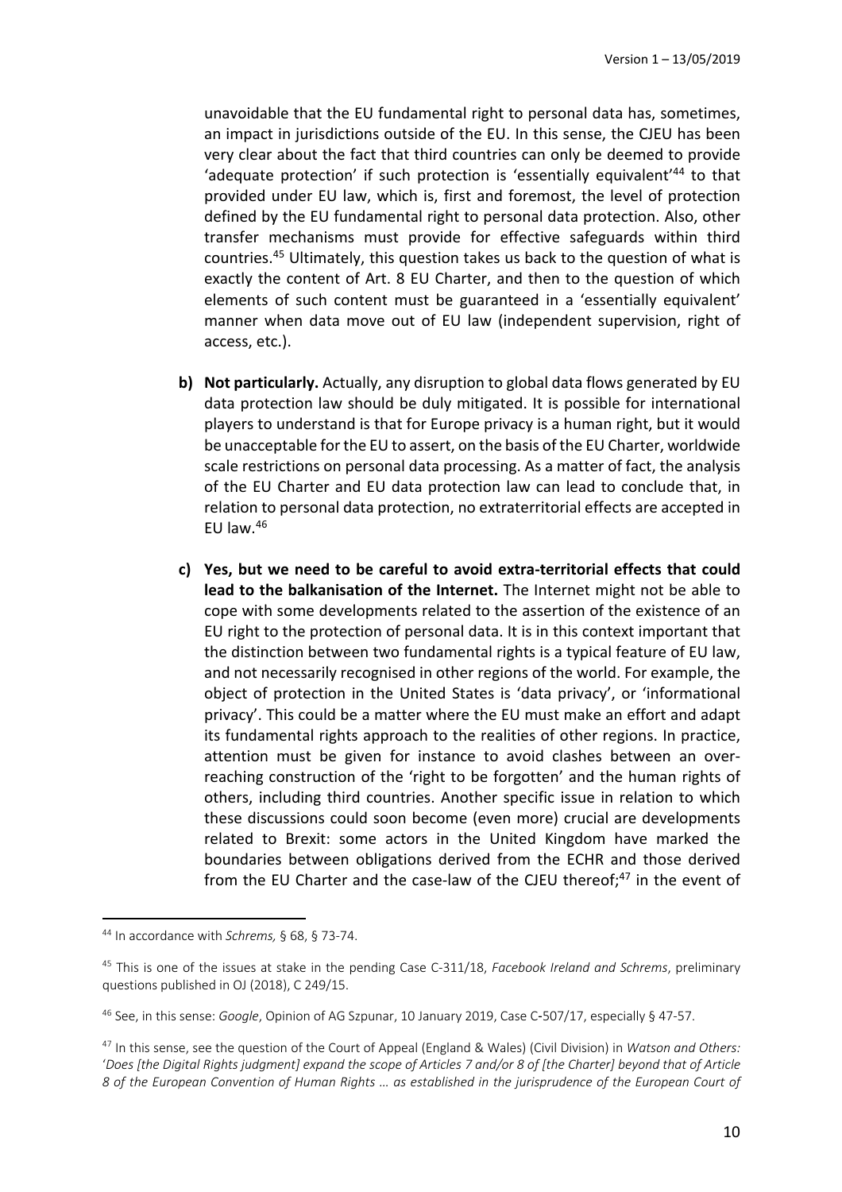unavoidable that the EU fundamental right to personal data has, sometimes, an impact in jurisdictions outside of the EU. In this sense, the CJEU has been very clear about the fact that third countries can only be deemed to provide 'adequate protection' if such protection is 'essentially equivalent'[44] to that provided under EU law, which is, first and foremost, the level of protection defined by the EU fundamental right to personal data protection. Also, other transfer mechanisms must provide for effective safeguards within third countries.[45] Ultimately, this question takes us back to the question of what is exactly the content of Art. 8 EU Charter, and then to the question of which elements of such content must be guaranteed in a 'essentially equivalent' manner when data move out of EU law (independent supervision, right of access, etc.).

b) **Not particularly.** Actually, any disruption to global data flows generated by EU data protection law should be duly mitigated. It is possible for international players to understand is that for Europe privacy is a human right, but it would be unacceptable for the EU to assert, on the basis of the EU Charter, worldwide scale restrictions on personal data processing. As a matter of fact, the analysis of the EU Charter and EU data protection law can lead to conclude that, in relation to personal data protection, no extraterritorial effects are accepted in EU law.[46]

c) **Yes, but we need to be careful to avoid extra-territorial effects that could lead to the balkanisation of the Internet.** The Internet might not be able to cope with some developments related to the assertion of the existence of an EU right to the protection of personal data. It is in this context important that the distinction between two fundamental rights is a typical feature of EU law, and not necessarily recognised in other regions of the world. For example, the object of protection in the United States is 'data privacy', or 'informational privacy'. This could be a matter where the EU must make an effort and adapt its fundamental rights approach to the realities of other regions. In practice, attention must be given for instance to avoid clashes between an over-reaching construction of the 'right to be forgotten' and the human rights of others, including third countries. Another specific issue in relation to which these discussions could soon become (even more) crucial are developments related to Brexit: some actors in the United Kingdom have marked the boundaries between obligations derived from the ECHR and those derived from the EU Charter and the case-law of the CJEU thereof;[47] in the event of

---

[44] In accordance with *Schrems,* § 68, § 73-74.

[45] This is one of the issues at stake in the pending Case C-311/18, *Facebook Ireland and Schrems*, preliminary questions published in OJ (2018), C 249/15.

[46] See, in this sense: *Google*, Opinion of AG Szpunar, 10 January 2019, Case C-507/17, especially § 47-57.

[47] In this sense, see the question of the Court of Appeal (England & Wales) (Civil Division) in *Watson and Others:* '*Does [the Digital Rights judgment] expand the scope of Articles 7 and/or 8 of [the Charter] beyond that of Article 8 of the European Convention of Human Rights … as established in the jurisprudence of the European Court of*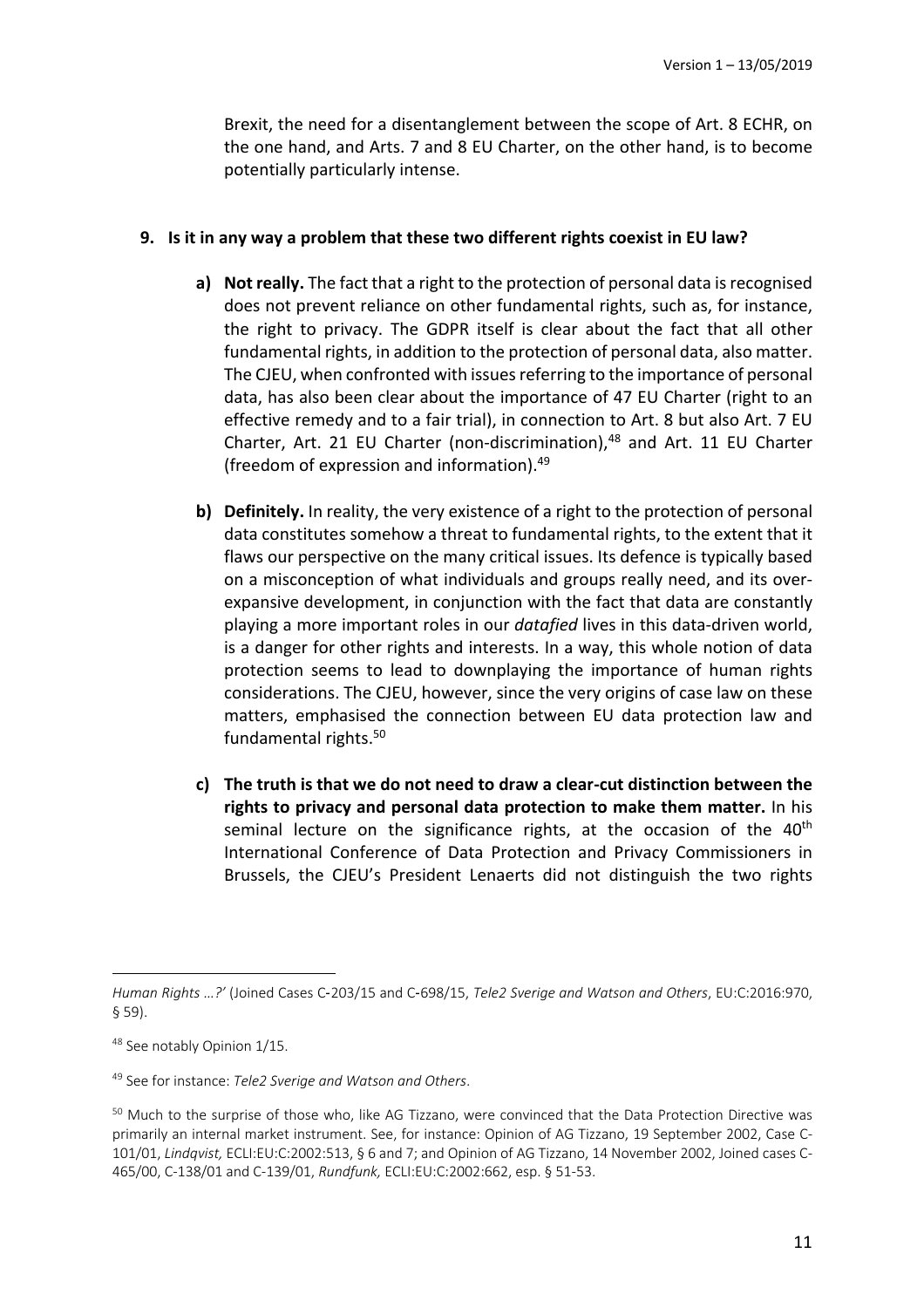Brexit, the need for a disentanglement between the scope of Art. 8 ECHR, on the one hand, and Arts. 7 and 8 EU Charter, on the other hand, is to become potentially particularly intense.

## 9. Is it in any way a problem that these two different rights coexist in EU law?

**a) Not really.** The fact that a right to the protection of personal data is recognised does not prevent reliance on other fundamental rights, such as, for instance, the right to privacy. The GDPR itself is clear about the fact that all other fundamental rights, in addition to the protection of personal data, also matter. The CJEU, when confronted with issues referring to the importance of personal data, has also been clear about the importance of 47 EU Charter (right to an effective remedy and to a fair trial), in connection to Art. 8 but also Art. 7 EU Charter, Art. 21 EU Charter (non-discrimination),[48] and Art. 11 EU Charter (freedom of expression and information).[49]

**b) Definitely.** In reality, the very existence of a right to the protection of personal data constitutes somehow a threat to fundamental rights, to the extent that it flaws our perspective on the many critical issues. Its defence is typically based on a misconception of what individuals and groups really need, and its over-expansive development, in conjunction with the fact that data are constantly playing a more important roles in our *datafied* lives in this data-driven world, is a danger for other rights and interests. In a way, this whole notion of data protection seems to lead to downplaying the importance of human rights considerations. The CJEU, however, since the very origins of case law on these matters, emphasised the connection between EU data protection law and fundamental rights.[50]

**c) The truth is that we do not need to draw a clear-cut distinction between the rights to privacy and personal data protection to make them matter.** In his seminal lecture on the significance rights, at the occasion of the 40th International Conference of Data Protection and Privacy Commissioners in Brussels, the CJEU's President Lenaerts did not distinguish the two rights

---

*Human Rights …?'* (Joined Cases C-203/15 and C-698/15, *Tele2 Sverige and Watson and Others*, EU:C:2016:970, § 59).

[48] See notably Opinion 1/15.

[49] See for instance: *Tele2 Sverige and Watson and Others*.

[50] Much to the surprise of those who, like AG Tizzano, were convinced that the Data Protection Directive was primarily an internal market instrument. See, for instance: Opinion of AG Tizzano, 19 September 2002, Case C-101/01, *Lindqvist,* ECLI:EU:C:2002:513, § 6 and 7; and Opinion of AG Tizzano, 14 November 2002, Joined cases C-465/00, C-138/01 and C-139/01, *Rundfunk,* ECLI:EU:C:2002:662, esp. § 51-53.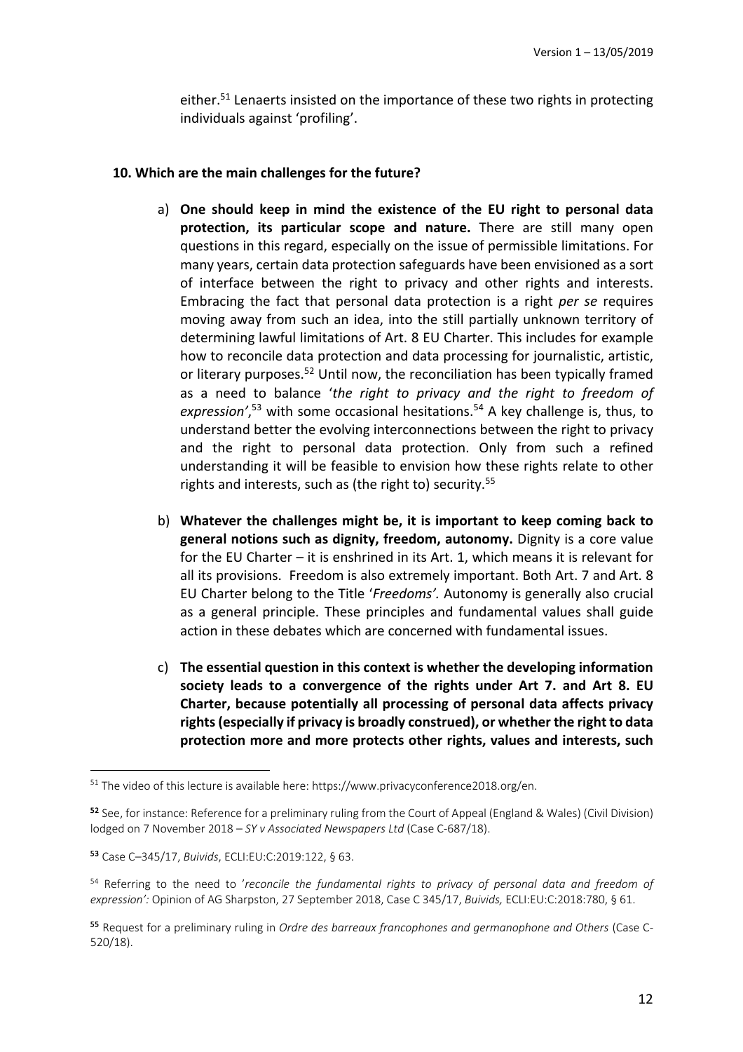either.[51] Lenaerts insisted on the importance of these two rights in protecting individuals against 'profiling'.

### 10. Which are the main challenges for the future?

a) **One should keep in mind the existence of the EU right to personal data protection, its particular scope and nature.** There are still many open questions in this regard, especially on the issue of permissible limitations. For many years, certain data protection safeguards have been envisioned as a sort of interface between the right to privacy and other rights and interests. Embracing the fact that personal data protection is a right *per se* requires moving away from such an idea, into the still partially unknown territory of determining lawful limitations of Art. 8 EU Charter. This includes for example how to reconcile data protection and data processing for journalistic, artistic, or literary purposes.[52] Until now, the reconciliation has been typically framed as a need to balance '*the right to privacy and the right to freedom of expression*',[53] with some occasional hesitations.[54] A key challenge is, thus, to understand better the evolving interconnections between the right to privacy and the right to personal data protection. Only from such a refined understanding it will be feasible to envision how these rights relate to other rights and interests, such as (the right to) security.[55]

b) **Whatever the challenges might be, it is important to keep coming back to general notions such as dignity, freedom, autonomy.** Dignity is a core value for the EU Charter – it is enshrined in its Art. 1, which means it is relevant for all its provisions. Freedom is also extremely important. Both Art. 7 and Art. 8 EU Charter belong to the Title '*Freedoms'.* Autonomy is generally also crucial as a general principle. These principles and fundamental values shall guide action in these debates which are concerned with fundamental issues.

c) **The essential question in this context is whether the developing information society leads to a convergence of the rights under Art 7. and Art 8. EU Charter, because potentially all processing of personal data affects privacy rights (especially if privacy is broadly construed), or whether the right to data protection more and more protects other rights, values and interests, such**

---

[51] The video of this lecture is available here: https://www.privacyconference2018.org/en.

[52] See, for instance: Reference for a preliminary ruling from the Court of Appeal (England & Wales) (Civil Division) lodged on 7 November 2018 – *SY v Associated Newspapers Ltd* (Case C-687/18).

[53] Case C–345/17, *Buivids*, ECLI:EU:C:2019:122, § 63.

[54] Referring to the need to '*reconcile the fundamental rights to privacy of personal data and freedom of expression':* Opinion of AG Sharpston, 27 September 2018, Case C 345/17, *Buivids,* ECLI:EU:C:2018:780, § 61.

[55] Request for a preliminary ruling in *Ordre des barreaux francophones and germanophone and Others* (Case C-520/18).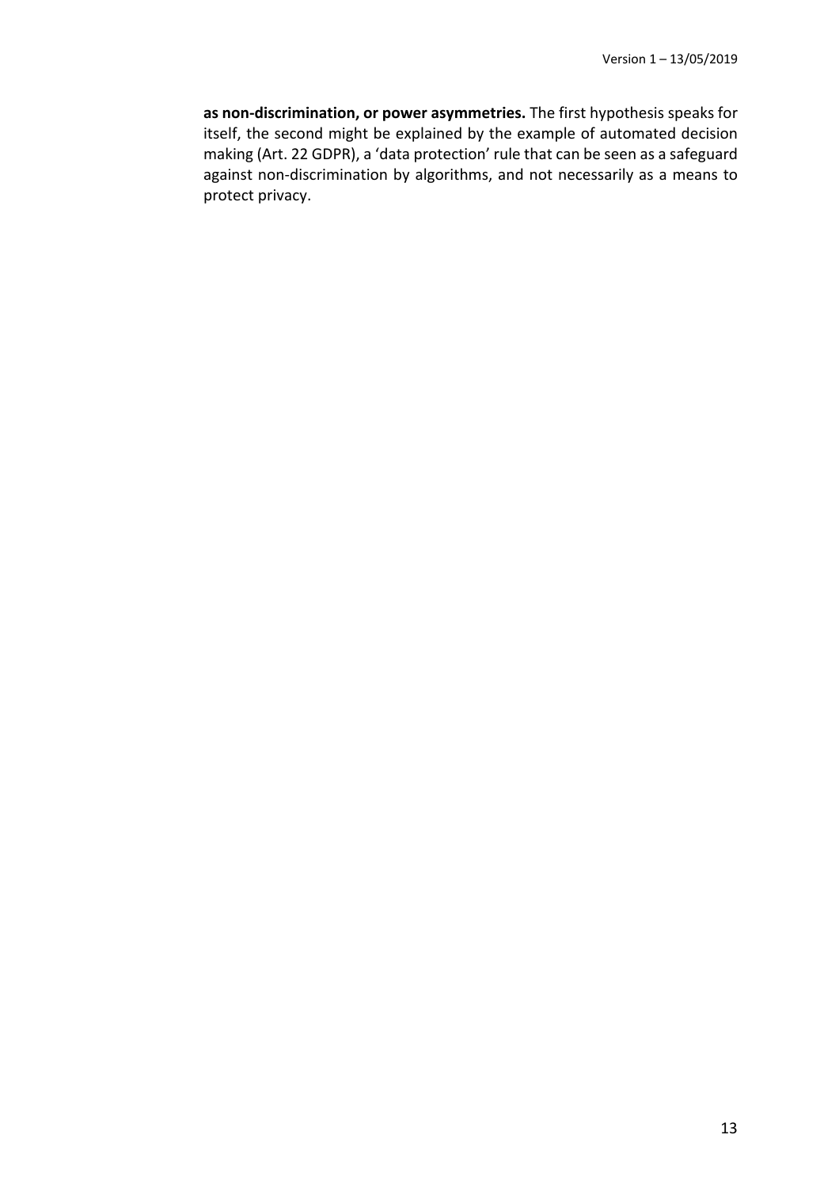**as non-discrimination, or power asymmetries.** The first hypothesis speaks for itself, the second might be explained by the example of automated decision making (Art. 22 GDPR), a 'data protection' rule that can be seen as a safeguard against non-discrimination by algorithms, and not necessarily as a means to protect privacy.